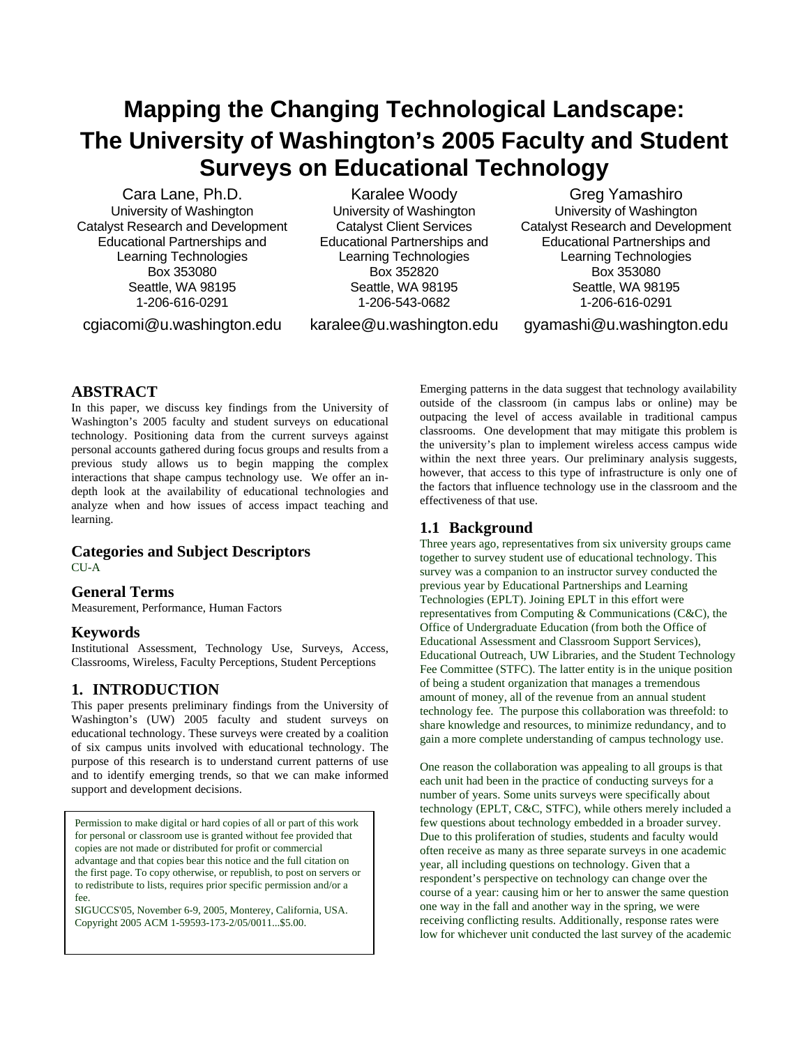# Mapping the Changing Technological Landscape: The University of Washington's 2005 Faculty and Student Surveys on Educational Technology

Cara Lane, Ph.D.
University of Washington
Catalyst Research and Development
Educational Partnerships and Learning Technologies
Box 353080
Seattle, WA 98195
1-206-616-0291
cgiacomi@u.washington.edu

Karalee Woody
University of Washington
Catalyst Client Services
Educational Partnerships and Learning Technologies
Box 352820
Seattle, WA 98195
1-206-543-0682
karalee@u.washington.edu

Greg Yamashiro
University of Washington
Catalyst Research and Development
Educational Partnerships and Learning Technologies
Box 353080
Seattle, WA 98195
1-206-616-0291
gyamashi@u.washington.edu

## ABSTRACT

In this paper, we discuss key findings from the University of Washington's 2005 faculty and student surveys on educational technology. Positioning data from the current surveys against personal accounts gathered during focus groups and results from a previous study allows us to begin mapping the complex interactions that shape campus technology use. We offer an in-depth look at the availability of educational technologies and analyze when and how issues of access impact teaching and learning.

### Categories and Subject Descriptors

CU-A

### General Terms

Measurement, Performance, Human Factors

### Keywords

Institutional Assessment, Technology Use, Surveys, Access, Classrooms, Wireless, Faculty Perceptions, Student Perceptions

## 1. INTRODUCTION

This paper presents preliminary findings from the University of Washington's (UW) 2005 faculty and student surveys on educational technology. These surveys were created by a coalition of six campus units involved with educational technology. The purpose of this research is to understand current patterns of use and to identify emerging trends, so that we can make informed support and development decisions.

Emerging patterns in the data suggest that technology availability outside of the classroom (in campus labs or online) may be outpacing the level of access available in traditional campus classrooms. One development that may mitigate this problem is the university's plan to implement wireless access campus wide within the next three years. Our preliminary analysis suggests, however, that access to this type of infrastructure is only one of the factors that influence technology use in the classroom and the effectiveness of that use.

### 1.1 Background

Three years ago, representatives from six university groups came together to survey student use of educational technology. This survey was a companion to an instructor survey conducted the previous year by Educational Partnerships and Learning Technologies (EPLT). Joining EPLT in this effort were representatives from Computing & Communications (C&C), the Office of Undergraduate Education (from both the Office of Educational Assessment and Classroom Support Services), Educational Outreach, UW Libraries, and the Student Technology Fee Committee (STFC). The latter entity is in the unique position of being a student organization that manages a tremendous amount of money, all of the revenue from an annual student technology fee. The purpose this collaboration was threefold: to share knowledge and resources, to minimize redundancy, and to gain a more complete understanding of campus technology use.

One reason the collaboration was appealing to all groups is that each unit had been in the practice of conducting surveys for a number of years. Some units surveys were specifically about technology (EPLT, C&C, STFC), while others merely included a few questions about technology embedded in a broader survey. Due to this proliferation of studies, students and faculty would often receive as many as three separate surveys in one academic year, all including questions on technology. Given that a respondent's perspective on technology can change over the course of a year: causing him or her to answer the same question one way in the fall and another way in the spring, we were receiving conflicting results. Additionally, response rates were low for whichever unit conducted the last survey of the academic

Permission to make digital or hard copies of all or part of this work for personal or classroom use is granted without fee provided that copies are not made or distributed for profit or commercial advantage and that copies bear this notice and the full citation on the first page. To copy otherwise, or republish, to post on servers or to redistribute to lists, requires prior specific permission and/or a fee.
SIGUCCS'05, November 6-9, 2005, Monterey, California, USA.
Copyright 2005 ACM 1-59593-173-2/05/0011...$5.00.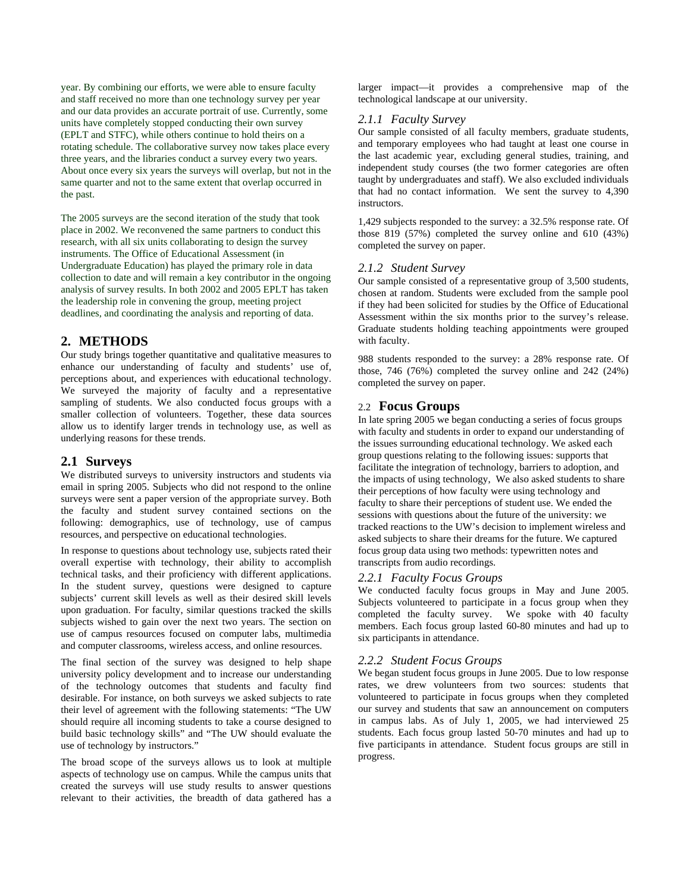year. By combining our efforts, we were able to ensure faculty and staff received no more than one technology survey per year and our data provides an accurate portrait of use. Currently, some units have completely stopped conducting their own survey (EPLT and STFC), while others continue to hold theirs on a rotating schedule. The collaborative survey now takes place every three years, and the libraries conduct a survey every two years. About once every six years the surveys will overlap, but not in the same quarter and not to the same extent that overlap occurred in the past.

The 2005 surveys are the second iteration of the study that took place in 2002. We reconvened the same partners to conduct this research, with all six units collaborating to design the survey instruments. The Office of Educational Assessment (in Undergraduate Education) has played the primary role in data collection to date and will remain a key contributor in the ongoing analysis of survey results. In both 2002 and 2005 EPLT has taken the leadership role in convening the group, meeting project deadlines, and coordinating the analysis and reporting of data.

## 2. METHODS

Our study brings together quantitative and qualitative measures to enhance our understanding of faculty and students' use of, perceptions about, and experiences with educational technology. We surveyed the majority of faculty and a representative sampling of students. We also conducted focus groups with a smaller collection of volunteers. Together, these data sources allow us to identify larger trends in technology use, as well as underlying reasons for these trends.

### 2.1 Surveys

We distributed surveys to university instructors and students via email in spring 2005. Subjects who did not respond to the online surveys were sent a paper version of the appropriate survey. Both the faculty and student survey contained sections on the following: demographics, use of technology, use of campus resources, and perspective on educational technologies.

In response to questions about technology use, subjects rated their overall expertise with technology, their ability to accomplish technical tasks, and their proficiency with different applications. In the student survey, questions were designed to capture subjects' current skill levels as well as their desired skill levels upon graduation. For faculty, similar questions tracked the skills subjects wished to gain over the next two years. The section on use of campus resources focused on computer labs, multimedia and computer classrooms, wireless access, and online resources.

The final section of the survey was designed to help shape university policy development and to increase our understanding of the technology outcomes that students and faculty find desirable. For instance, on both surveys we asked subjects to rate their level of agreement with the following statements: "The UW should require all incoming students to take a course designed to build basic technology skills" and "The UW should evaluate the use of technology by instructors."

The broad scope of the surveys allows us to look at multiple aspects of technology use on campus. While the campus units that created the surveys will use study results to answer questions relevant to their activities, the breadth of data gathered has a larger impact—it provides a comprehensive map of the technological landscape at our university.

#### *2.1.1 Faculty Survey*

Our sample consisted of all faculty members, graduate students, and temporary employees who had taught at least one course in the last academic year, excluding general studies, training, and independent study courses (the two former categories are often taught by undergraduates and staff). We also excluded individuals that had no contact information. We sent the survey to 4,390 instructors.

1,429 subjects responded to the survey: a 32.5% response rate. Of those 819 (57%) completed the survey online and 610 (43%) completed the survey on paper.

#### *2.1.2 Student Survey*

Our sample consisted of a representative group of 3,500 students, chosen at random. Students were excluded from the sample pool if they had been solicited for studies by the Office of Educational Assessment within the six months prior to the survey's release. Graduate students holding teaching appointments were grouped with faculty.

988 students responded to the survey: a 28% response rate. Of those, 746 (76%) completed the survey online and 242 (24%) completed the survey on paper.

### 2.2 Focus Groups

In late spring 2005 we began conducting a series of focus groups with faculty and students in order to expand our understanding of the issues surrounding educational technology. We asked each group questions relating to the following issues: supports that facilitate the integration of technology, barriers to adoption, and the impacts of using technology, We also asked students to share their perceptions of how faculty were using technology and faculty to share their perceptions of student use. We ended the sessions with questions about the future of the university: we tracked reactions to the UW's decision to implement wireless and asked subjects to share their dreams for the future. We captured focus group data using two methods: typewritten notes and transcripts from audio recordings.

#### *2.2.1 Faculty Focus Groups*

We conducted faculty focus groups in May and June 2005. Subjects volunteered to participate in a focus group when they completed the faculty survey. We spoke with 40 faculty members. Each focus group lasted 60-80 minutes and had up to six participants in attendance.

#### *2.2.2 Student Focus Groups*

We began student focus groups in June 2005. Due to low response rates, we drew volunteers from two sources: students that volunteered to participate in focus groups when they completed our survey and students that saw an announcement on computers in campus labs. As of July 1, 2005, we had interviewed 25 students. Each focus group lasted 50-70 minutes and had up to five participants in attendance. Student focus groups are still in progress.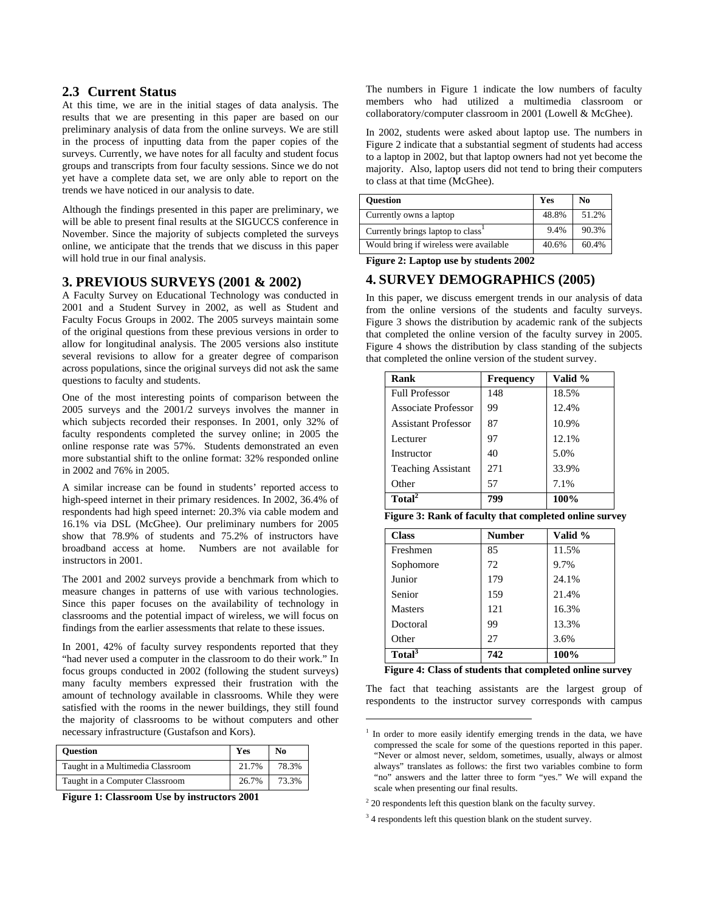## 2.3 Current Status

At this time, we are in the initial stages of data analysis. The results that we are presenting in this paper are based on our preliminary analysis of data from the online surveys. We are still in the process of inputting data from the paper copies of the surveys. Currently, we have notes for all faculty and student focus groups and transcripts from four faculty sessions. Since we do not yet have a complete data set, we are only able to report on the trends we have noticed in our analysis to date.

Although the findings presented in this paper are preliminary, we will be able to present final results at the SIGUCCS conference in November. Since the majority of subjects completed the surveys online, we anticipate that the trends that we discuss in this paper will hold true in our final analysis.

# 3. PREVIOUS SURVEYS (2001 & 2002)

A Faculty Survey on Educational Technology was conducted in 2001 and a Student Survey in 2002, as well as Student and Faculty Focus Groups in 2002. The 2005 surveys maintain some of the original questions from these previous versions in order to allow for longitudinal analysis. The 2005 versions also institute several revisions to allow for a greater degree of comparison across populations, since the original surveys did not ask the same questions to faculty and students.

One of the most interesting points of comparison between the 2005 surveys and the 2001/2 surveys involves the manner in which subjects recorded their responses. In 2001, only 32% of faculty respondents completed the survey online; in 2005 the online response rate was 57%. Students demonstrated an even more substantial shift to the online format: 32% responded online in 2002 and 76% in 2005.

A similar increase can be found in students' reported access to high-speed internet in their primary residences. In 2002, 36.4% of respondents had high speed internet: 20.3% via cable modem and 16.1% via DSL (McGhee). Our preliminary numbers for 2005 show that 78.9% of students and 75.2% of instructors have broadband access at home. Numbers are not available for instructors in 2001.

The 2001 and 2002 surveys provide a benchmark from which to measure changes in patterns of use with various technologies. Since this paper focuses on the availability of technology in classrooms and the potential impact of wireless, we will focus on findings from the earlier assessments that relate to these issues.

In 2001, 42% of faculty survey respondents reported that they "had never used a computer in the classroom to do their work." In focus groups conducted in 2002 (following the student surveys) many faculty members expressed their frustration with the amount of technology available in classrooms. While they were satisfied with the rooms in the newer buildings, they still found the majority of classrooms to be without computers and other necessary infrastructure (Gustafson and Kors).

| **Question** | **Yes** | **No** |
|---|---|---|
| Taught in a Multimedia Classroom | 21.7% | 78.3% |
| Taught in a Computer Classroom | 26.7% | 73.3% |

**Figure 1: Classroom Use by instructors 2001**

The numbers in Figure 1 indicate the low numbers of faculty members who had utilized a multimedia classroom or collaboratory/computer classroom in 2001 (Lowell & McGhee).

In 2002, students were asked about laptop use. The numbers in Figure 2 indicate that a substantial segment of students had access to a laptop in 2002, but that laptop owners had not yet become the majority. Also, laptop users did not tend to bring their computers to class at that time (McGhee).

| **Question** | **Yes** | **No** |
|---|---|---|
| Currently owns a laptop | 48.8% | 51.2% |
| Currently brings laptop to class[1] | 9.4% | 90.3% |
| Would bring if wireless were available | 40.6% | 60.4% |

**Figure 2: Laptop use by students 2002**

# 4. SURVEY DEMOGRAPHICS (2005)

In this paper, we discuss emergent trends in our analysis of data from the online versions of the students and faculty surveys. Figure 3 shows the distribution by academic rank of the subjects that completed the online version of the faculty survey in 2005. Figure 4 shows the distribution by class standing of the subjects that completed the online version of the student survey.

| **Rank** | **Frequency** | **Valid %** |
|---|---|---|
| Full Professor | 148 | 18.5% |
| Associate Professor | 99 | 12.4% |
| Assistant Professor | 87 | 10.9% |
| Lecturer | 97 | 12.1% |
| Instructor | 40 | 5.0% |
| Teaching Assistant | 271 | 33.9% |
| Other | 57 | 7.1% |
| **Total[2]** | **799** | **100%** |

**Figure 3: Rank of faculty that completed online survey**

| **Class** | **Number** | **Valid %** |
|---|---|---|
| Freshmen | 85 | 11.5% |
| Sophomore | 72 | 9.7% |
| Junior | 179 | 24.1% |
| Senior | 159 | 21.4% |
| Masters | 121 | 16.3% |
| Doctoral | 99 | 13.3% |
| Other | 27 | 3.6% |
| **Total[3]** | **742** | **100%** |

**Figure 4: Class of students that completed online survey**

The fact that teaching assistants are the largest group of respondents to the instructor survey corresponds with campus

---

[1] In order to more easily identify emerging trends in the data, we have compressed the scale for some of the questions reported in this paper. "Never or almost never, seldom, sometimes, usually, always or almost always" translates as follows: the first two variables combine to form "no" answers and the latter three to form "yes." We will expand the scale when presenting our final results.

[2] 20 respondents left this question blank on the faculty survey.

[3] 4 respondents left this question blank on the student survey.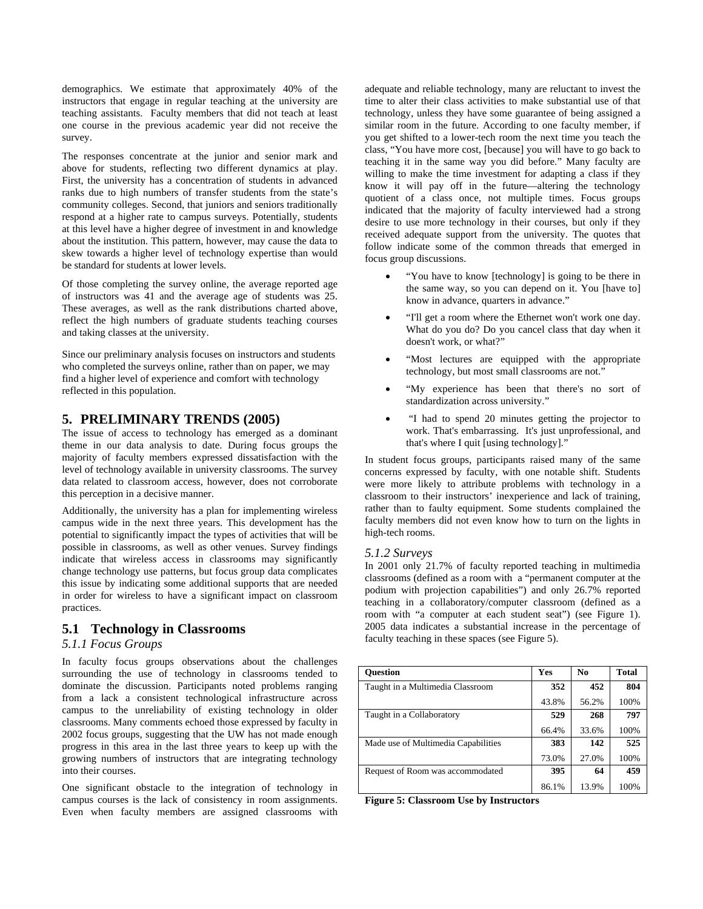demographics. We estimate that approximately 40% of the instructors that engage in regular teaching at the university are teaching assistants. Faculty members that did not teach at least one course in the previous academic year did not receive the survey.

The responses concentrate at the junior and senior mark and above for students, reflecting two different dynamics at play. First, the university has a concentration of students in advanced ranks due to high numbers of transfer students from the state's community colleges. Second, that juniors and seniors traditionally respond at a higher rate to campus surveys. Potentially, students at this level have a higher degree of investment in and knowledge about the institution. This pattern, however, may cause the data to skew towards a higher level of technology expertise than would be standard for students at lower levels.

Of those completing the survey online, the average reported age of instructors was 41 and the average age of students was 25. These averages, as well as the rank distributions charted above, reflect the high numbers of graduate students teaching courses and taking classes at the university.

Since our preliminary analysis focuses on instructors and students who completed the surveys online, rather than on paper, we may find a higher level of experience and comfort with technology reflected in this population.

## 5. PRELIMINARY TRENDS (2005)

The issue of access to technology has emerged as a dominant theme in our data analysis to date. During focus groups the majority of faculty members expressed dissatisfaction with the level of technology available in university classrooms. The survey data related to classroom access, however, does not corroborate this perception in a decisive manner.

Additionally, the university has a plan for implementing wireless campus wide in the next three years. This development has the potential to significantly impact the types of activities that will be possible in classrooms, as well as other venues. Survey findings indicate that wireless access in classrooms may significantly change technology use patterns, but focus group data complicates this issue by indicating some additional supports that are needed in order for wireless to have a significant impact on classroom practices.

### 5.1 Technology in Classrooms

#### *5.1.1 Focus Groups*

In faculty focus groups observations about the challenges surrounding the use of technology in classrooms tended to dominate the discussion. Participants noted problems ranging from a lack a consistent technological infrastructure across campus to the unreliability of existing technology in older classrooms. Many comments echoed those expressed by faculty in 2002 focus groups, suggesting that the UW has not made enough progress in this area in the last three years to keep up with the growing numbers of instructors that are integrating technology into their courses.

One significant obstacle to the integration of technology in campus courses is the lack of consistency in room assignments. Even when faculty members are assigned classrooms with adequate and reliable technology, many are reluctant to invest the time to alter their class activities to make substantial use of that technology, unless they have some guarantee of being assigned a similar room in the future. According to one faculty member, if you get shifted to a lower-tech room the next time you teach the class, "You have more cost, [because] you will have to go back to teaching it in the same way you did before." Many faculty are willing to make the time investment for adapting a class if they know it will pay off in the future—altering the technology quotient of a class once, not multiple times. Focus groups indicated that the majority of faculty interviewed had a strong desire to use more technology in their courses, but only if they received adequate support from the university. The quotes that follow indicate some of the common threads that emerged in focus group discussions.

- "You have to know [technology] is going to be there in the same way, so you can depend on it. You [have to] know in advance, quarters in advance."
- "I'll get a room where the Ethernet won't work one day. What do you do? Do you cancel class that day when it doesn't work, or what?"
- "Most lectures are equipped with the appropriate technology, but most small classrooms are not."
- "My experience has been that there's no sort of standardization across university."
- "I had to spend 20 minutes getting the projector to work. That's embarrassing. It's just unprofessional, and that's where I quit [using technology]."

In student focus groups, participants raised many of the same concerns expressed by faculty, with one notable shift. Students were more likely to attribute problems with technology in a classroom to their instructors' inexperience and lack of training, rather than to faulty equipment. Some students complained the faculty members did not even know how to turn on the lights in high-tech rooms.

#### *5.1.2 Surveys*

In 2001 only 21.7% of faculty reported teaching in multimedia classrooms (defined as a room with a "permanent computer at the podium with projection capabilities") and only 26.7% reported teaching in a collaboratory/computer classroom (defined as a room with "a computer at each student seat") (see Figure 1). 2005 data indicates a substantial increase in the percentage of faculty teaching in these spaces (see Figure 5).

| Question | Yes | No | Total |
|---|---|---|---|
| Taught in a Multimedia Classroom | **352** | **452** | **804** |
| | 43.8% | 56.2% | 100% |
| Taught in a Collaboratory | **529** | **268** | **797** |
| | 66.4% | 33.6% | 100% |
| Made use of Multimedia Capabilities | **383** | **142** | **525** |
| | 73.0% | 27.0% | 100% |
| Request of Room was accommodated | **395** | **64** | **459** |
| | 86.1% | 13.9% | 100% |

**Figure 5: Classroom Use by Instructors**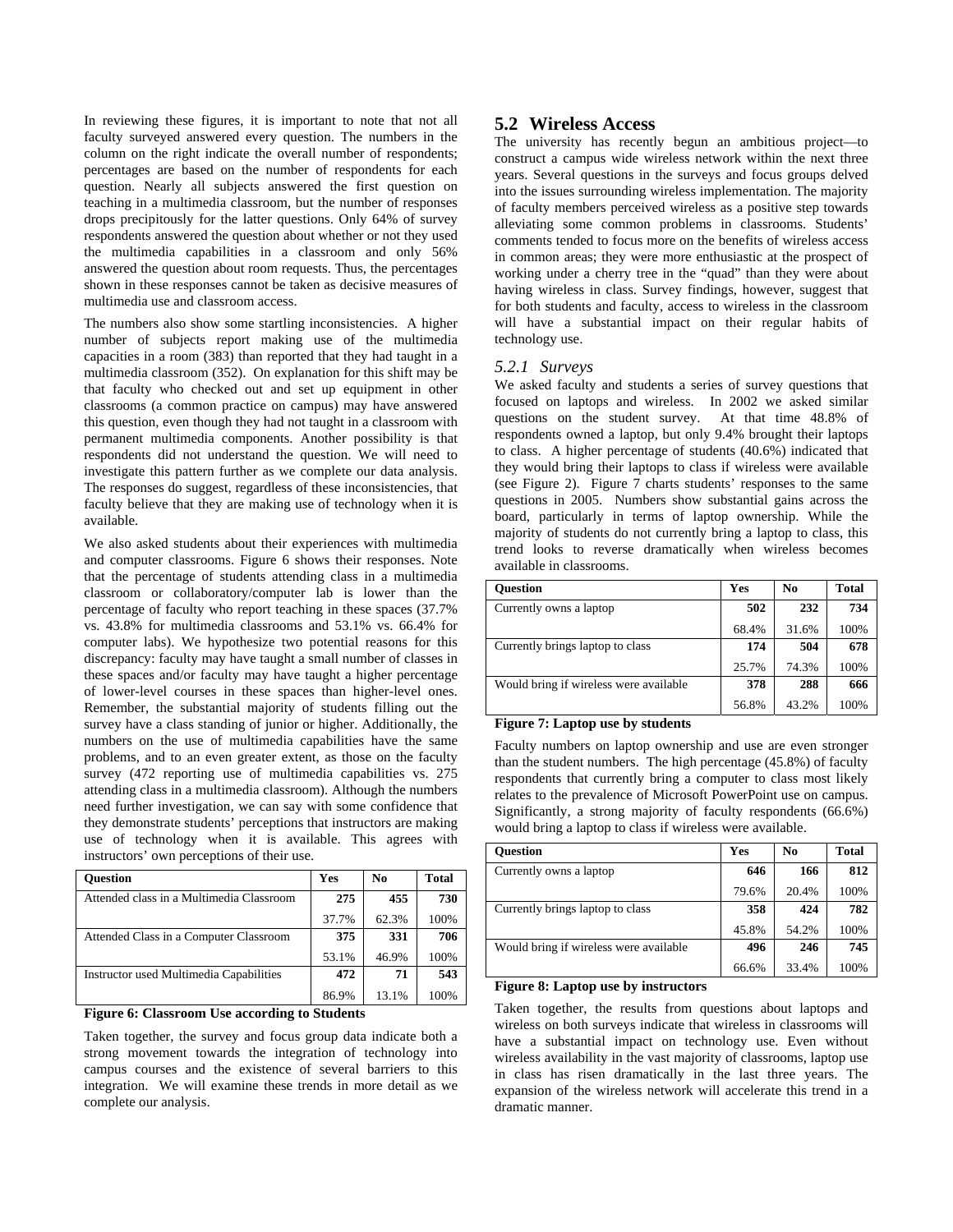In reviewing these figures, it is important to note that not all faculty surveyed answered every question. The numbers in the column on the right indicate the overall number of respondents; percentages are based on the number of respondents for each question. Nearly all subjects answered the first question on teaching in a multimedia classroom, but the number of responses drops precipitously for the latter questions. Only 64% of survey respondents answered the question about whether or not they used the multimedia capabilities in a classroom and only 56% answered the question about room requests. Thus, the percentages shown in these responses cannot be taken as decisive measures of multimedia use and classroom access.

The numbers also show some startling inconsistencies. A higher number of subjects report making use of the multimedia capacities in a room (383) than reported that they had taught in a multimedia classroom (352). On explanation for this shift may be that faculty who checked out and set up equipment in other classrooms (a common practice on campus) may have answered this question, even though they had not taught in a classroom with permanent multimedia components. Another possibility is that respondents did not understand the question. We will need to investigate this pattern further as we complete our data analysis. The responses do suggest, regardless of these inconsistencies, that faculty believe that they are making use of technology when it is available.

We also asked students about their experiences with multimedia and computer classrooms. Figure 6 shows their responses. Note that the percentage of students attending class in a multimedia classroom or collaboratory/computer lab is lower than the percentage of faculty who report teaching in these spaces (37.7% vs. 43.8% for multimedia classrooms and 53.1% vs. 66.4% for computer labs). We hypothesize two potential reasons for this discrepancy: faculty may have taught a small number of classes in these spaces and/or faculty may have taught a higher percentage of lower-level courses in these spaces than higher-level ones. Remember, the substantial majority of students filling out the survey have a class standing of junior or higher. Additionally, the numbers on the use of multimedia capabilities have the same problems, and to an even greater extent, as those on the faculty survey (472 reporting use of multimedia capabilities vs. 275 attending class in a multimedia classroom). Although the numbers need further investigation, we can say with some confidence that they demonstrate students' perceptions that instructors are making use of technology when it is available. This agrees with instructors' own perceptions of their use.

| Question | Yes | No | Total |
|---|---|---|---|
| Attended class in a Multimedia Classroom | **275** | **455** | **730** |
| | 37.7% | 62.3% | 100% |
| Attended Class in a Computer Classroom | **375** | **331** | **706** |
| | 53.1% | 46.9% | 100% |
| Instructor used Multimedia Capabilities | **472** | **71** | **543** |
| | 86.9% | 13.1% | 100% |

**Figure 6: Classroom Use according to Students**

Taken together, the survey and focus group data indicate both a strong movement towards the integration of technology into campus courses and the existence of several barriers to this integration. We will examine these trends in more detail as we complete our analysis.

## 5.2 Wireless Access

The university has recently begun an ambitious project—to construct a campus wide wireless network within the next three years. Several questions in the surveys and focus groups delved into the issues surrounding wireless implementation. The majority of faculty members perceived wireless as a positive step towards alleviating some common problems in classrooms. Students' comments tended to focus more on the benefits of wireless access in common areas; they were more enthusiastic at the prospect of working under a cherry tree in the "quad" than they were about having wireless in class. Survey findings, however, suggest that for both students and faculty, access to wireless in the classroom will have a substantial impact on their regular habits of technology use.

### *5.2.1 Surveys*

We asked faculty and students a series of survey questions that focused on laptops and wireless. In 2002 we asked similar questions on the student survey. At that time 48.8% of respondents owned a laptop, but only 9.4% brought their laptops to class. A higher percentage of students (40.6%) indicated that they would bring their laptops to class if wireless were available (see Figure 2). Figure 7 charts students' responses to the same questions in 2005. Numbers show substantial gains across the board, particularly in terms of laptop ownership. While the majority of students do not currently bring a laptop to class, this trend looks to reverse dramatically when wireless becomes available in classrooms.

| Question | Yes | No | Total |
|---|---|---|---|
| Currently owns a laptop | **502** | **232** | **734** |
| | 68.4% | 31.6% | 100% |
| Currently brings laptop to class | **174** | **504** | **678** |
| | 25.7% | 74.3% | 100% |
| Would bring if wireless were available | **378** | **288** | **666** |
| | 56.8% | 43.2% | 100% |

**Figure 7: Laptop use by students**

Faculty numbers on laptop ownership and use are even stronger than the student numbers. The high percentage (45.8%) of faculty respondents that currently bring a computer to class most likely relates to the prevalence of Microsoft PowerPoint use on campus. Significantly, a strong majority of faculty respondents (66.6%) would bring a laptop to class if wireless were available.

| Question | Yes | No | Total |
|---|---|---|---|
| Currently owns a laptop | **646** | **166** | **812** |
| | 79.6% | 20.4% | 100% |
| Currently brings laptop to class | **358** | **424** | **782** |
| | 45.8% | 54.2% | 100% |
| Would bring if wireless were available | **496** | **246** | **745** |
| | 66.6% | 33.4% | 100% |

**Figure 8: Laptop use by instructors**

Taken together, the results from questions about laptops and wireless on both surveys indicate that wireless in classrooms will have a substantial impact on technology use. Even without wireless availability in the vast majority of classrooms, laptop use in class has risen dramatically in the last three years. The expansion of the wireless network will accelerate this trend in a dramatic manner.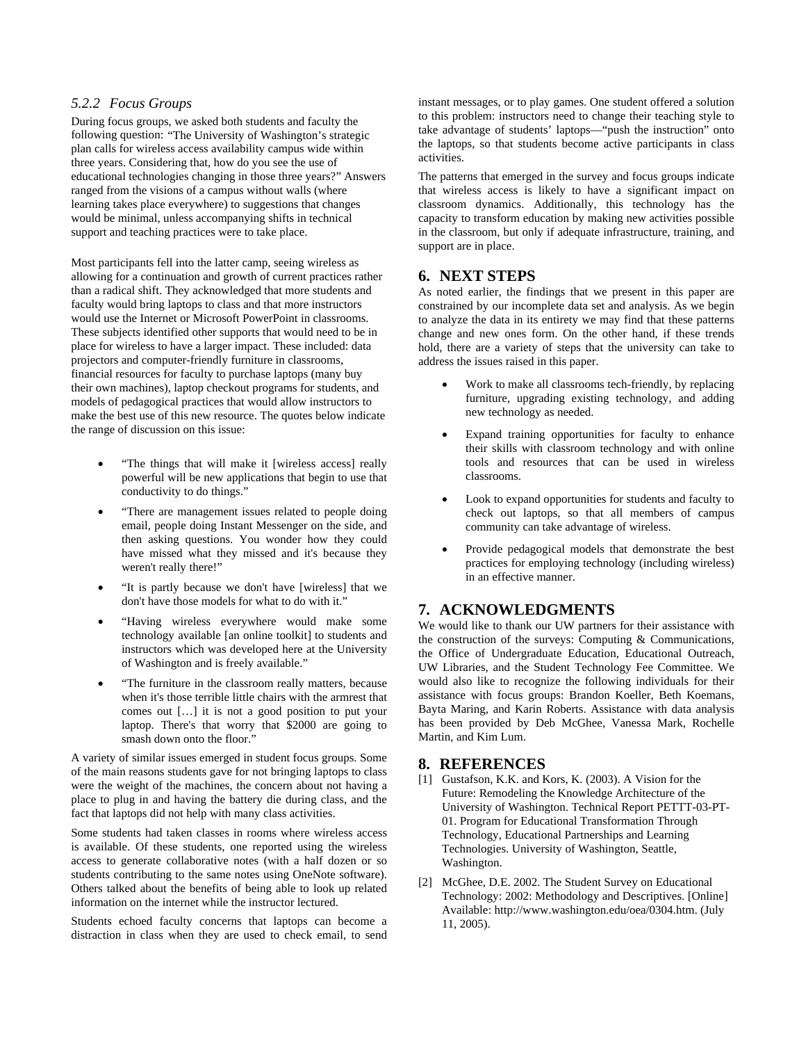### 5.2.2 Focus Groups

During focus groups, we asked both students and faculty the following question: "The University of Washington's strategic plan calls for wireless access availability campus wide within three years. Considering that, how do you see the use of educational technologies changing in those three years?" Answers ranged from the visions of a campus without walls (where learning takes place everywhere) to suggestions that changes would be minimal, unless accompanying shifts in technical support and teaching practices were to take place.

Most participants fell into the latter camp, seeing wireless as allowing for a continuation and growth of current practices rather than a radical shift. They acknowledged that more students and faculty would bring laptops to class and that more instructors would use the Internet or Microsoft PowerPoint in classrooms. These subjects identified other supports that would need to be in place for wireless to have a larger impact. These included: data projectors and computer-friendly furniture in classrooms, financial resources for faculty to purchase laptops (many buy their own machines), laptop checkout programs for students, and models of pedagogical practices that would allow instructors to make the best use of this new resource. The quotes below indicate the range of discussion on this issue:

- "The things that will make it [wireless access] really powerful will be new applications that begin to use that conductivity to do things."
- "There are management issues related to people doing email, people doing Instant Messenger on the side, and then asking questions. You wonder how they could have missed what they missed and it's because they weren't really there!"
- "It is partly because we don't have [wireless] that we don't have those models for what to do with it."
- "Having wireless everywhere would make some technology available [an online toolkit] to students and instructors which was developed here at the University of Washington and is freely available."
- "The furniture in the classroom really matters, because when it's those terrible little chairs with the armrest that comes out […] it is not a good position to put your laptop. There's that worry that $2000 are going to smash down onto the floor."

A variety of similar issues emerged in student focus groups. Some of the main reasons students gave for not bringing laptops to class were the weight of the machines, the concern about not having a place to plug in and having the battery die during class, and the fact that laptops did not help with many class activities.

Some students had taken classes in rooms where wireless access is available. Of these students, one reported using the wireless access to generate collaborative notes (with a half dozen or so students contributing to the same notes using OneNote software). Others talked about the benefits of being able to look up related information on the internet while the instructor lectured.

Students echoed faculty concerns that laptops can become a distraction in class when they are used to check email, to send instant messages, or to play games. One student offered a solution to this problem: instructors need to change their teaching style to take advantage of students' laptops—"push the instruction" onto the laptops, so that students become active participants in class activities.

The patterns that emerged in the survey and focus groups indicate that wireless access is likely to have a significant impact on classroom dynamics. Additionally, this technology has the capacity to transform education by making new activities possible in the classroom, but only if adequate infrastructure, training, and support are in place.

## 6. NEXT STEPS

As noted earlier, the findings that we present in this paper are constrained by our incomplete data set and analysis. As we begin to analyze the data in its entirety we may find that these patterns change and new ones form. On the other hand, if these trends hold, there are a variety of steps that the university can take to address the issues raised in this paper.

- Work to make all classrooms tech-friendly, by replacing furniture, upgrading existing technology, and adding new technology as needed.
- Expand training opportunities for faculty to enhance their skills with classroom technology and with online tools and resources that can be used in wireless classrooms.
- Look to expand opportunities for students and faculty to check out laptops, so that all members of campus community can take advantage of wireless.
- Provide pedagogical models that demonstrate the best practices for employing technology (including wireless) in an effective manner.

## 7. ACKNOWLEDGMENTS

We would like to thank our UW partners for their assistance with the construction of the surveys: Computing & Communications, the Office of Undergraduate Education, Educational Outreach, UW Libraries, and the Student Technology Fee Committee. We would also like to recognize the following individuals for their assistance with focus groups: Brandon Koeller, Beth Koemans, Bayta Maring, and Karin Roberts. Assistance with data analysis has been provided by Deb McGhee, Vanessa Mark, Rochelle Martin, and Kim Lum.

## 8. REFERENCES

[1] Gustafson, K.K. and Kors, K. (2003). A Vision for the Future: Remodeling the Knowledge Architecture of the University of Washington. Technical Report PETTT-03-PT-01. Program for Educational Transformation Through Technology, Educational Partnerships and Learning Technologies. University of Washington, Seattle, Washington.

[2] McGhee, D.E. 2002. The Student Survey on Educational Technology: 2002: Methodology and Descriptives. [Online] Available: http://www.washington.edu/oea/0304.htm. (July 11, 2005).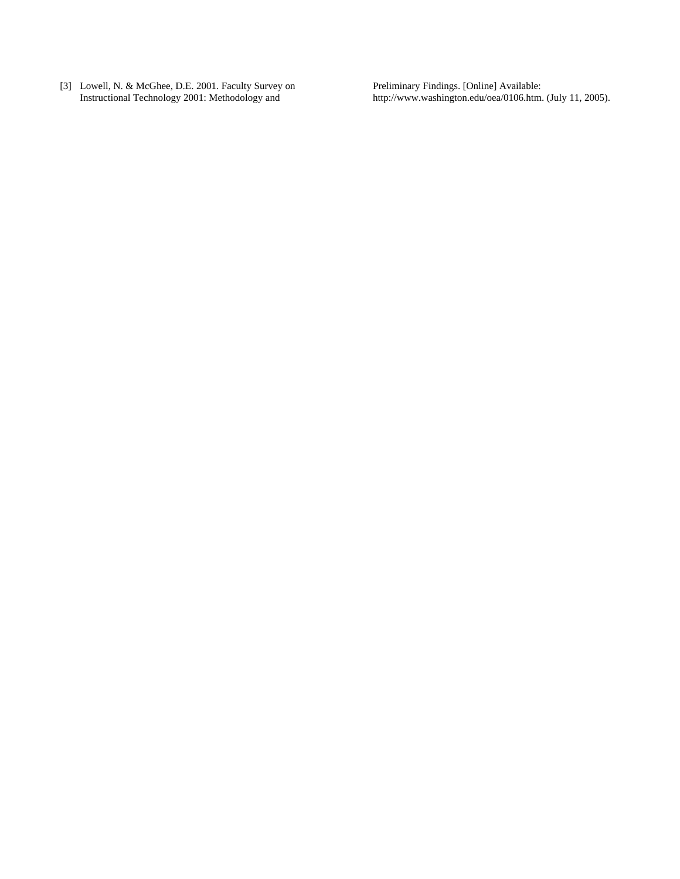[3] Lowell, N. & McGhee, D.E. 2001. Faculty Survey on Instructional Technology 2001: Methodology and Preliminary Findings. [Online] Available: http://www.washington.edu/oea/0106.htm. (July 11, 2005).